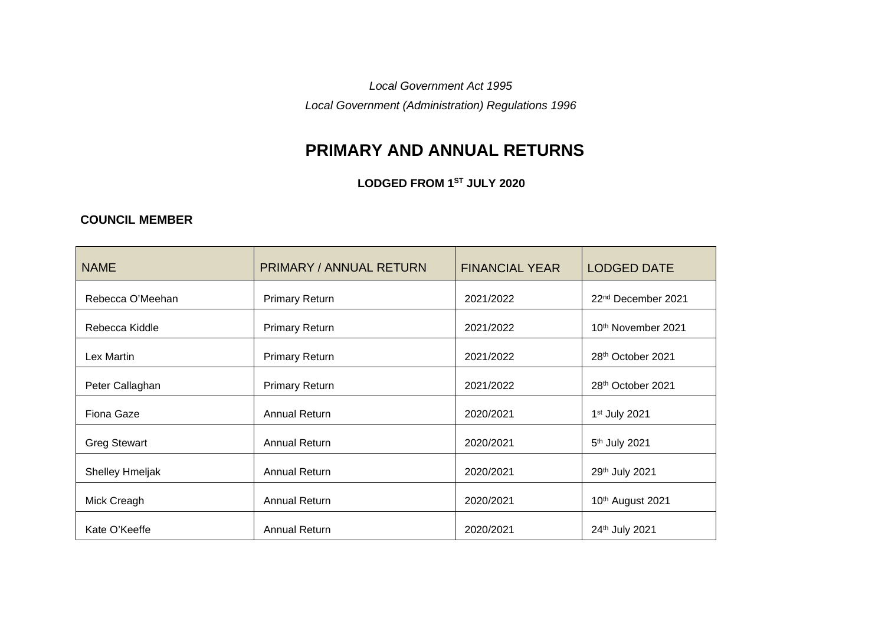*Local Government Act 1995*

*Local Government (Administration) Regulations 1996*

# PRIMARY AND ANNUAL RETURNS

**LODGED FROM 1ST JULY 2020**

**COUNCIL MEMBER**

| NAME | PRIMARY / ANNUAL RETURN | FINANCIAL YEAR | LODGED DATE |
|---|---|---|---|
| Rebecca O'Meehan | Primary Return | 2021/2022 | 22nd December 2021 |
| Rebecca Kiddle | Primary Return | 2021/2022 | 10th November 2021 |
| Lex Martin | Primary Return | 2021/2022 | 28th October 2021 |
| Peter Callaghan | Primary Return | 2021/2022 | 28th October 2021 |
| Fiona Gaze | Annual Return | 2020/2021 | 1st July 2021 |
| Greg Stewart | Annual Return | 2020/2021 | 5th July 2021 |
| Shelley Hmeljak | Annual Return | 2020/2021 | 29th July 2021 |
| Mick Creagh | Annual Return | 2020/2021 | 10th August 2021 |
| Kate O'Keeffe | Annual Return | 2020/2021 | 24th July 2021 |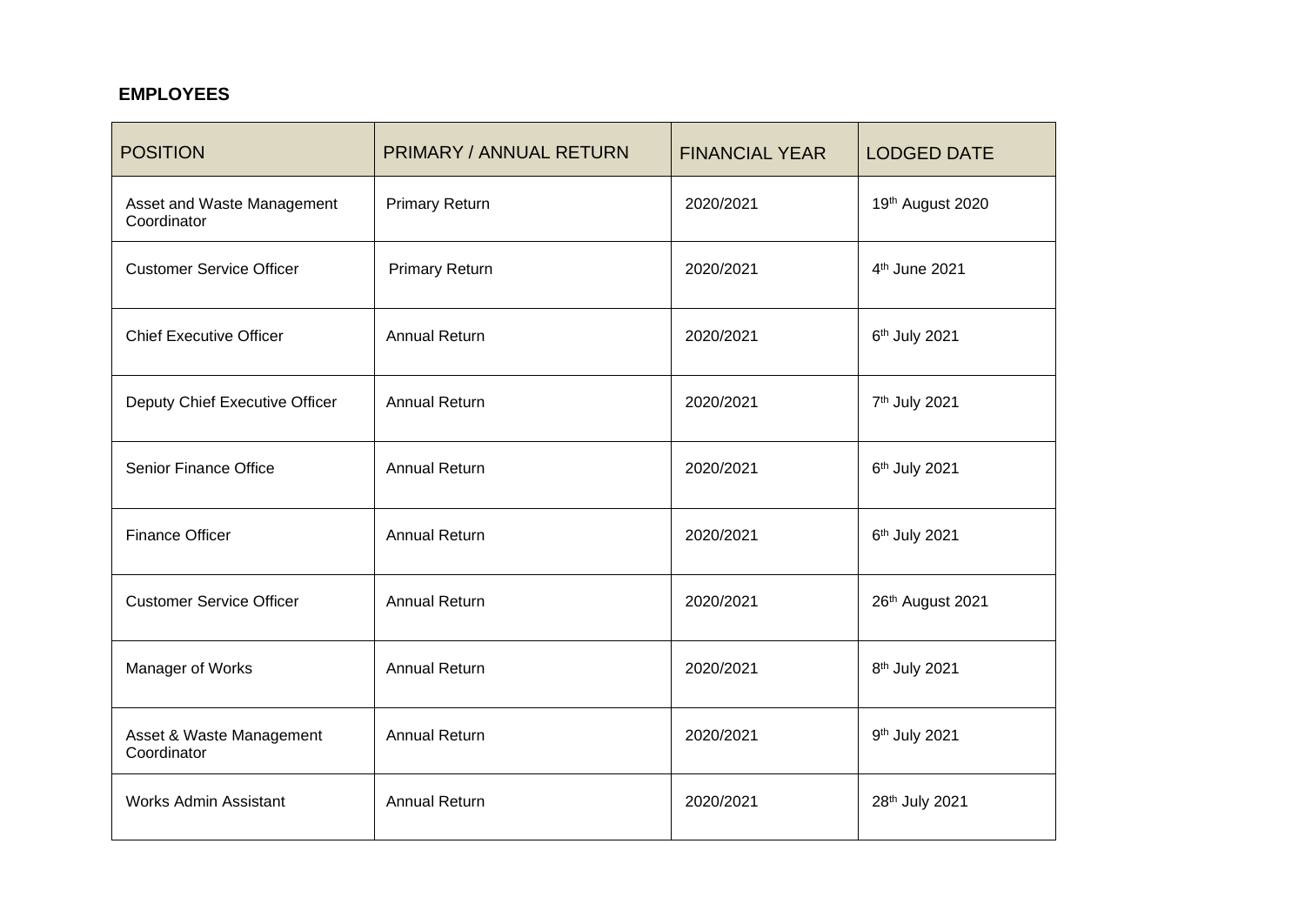**EMPLOYEES**

| POSITION | PRIMARY / ANNUAL RETURN | FINANCIAL YEAR | LODGED DATE |
|---|---|---|---|
| Asset and Waste Management Coordinator | Primary Return | 2020/2021 | 19th August 2020 |
| Customer Service Officer | Primary Return | 2020/2021 | 4th June 2021 |
| Chief Executive Officer | Annual Return | 2020/2021 | 6th July 2021 |
| Deputy Chief Executive Officer | Annual Return | 2020/2021 | 7th July 2021 |
| Senior Finance Office | Annual Return | 2020/2021 | 6th July 2021 |
| Finance Officer | Annual Return | 2020/2021 | 6th July 2021 |
| Customer Service Officer | Annual Return | 2020/2021 | 26th August 2021 |
| Manager of Works | Annual Return | 2020/2021 | 8th July 2021 |
| Asset & Waste Management Coordinator | Annual Return | 2020/2021 | 9th July 2021 |
| Works Admin Assistant | Annual Return | 2020/2021 | 28th July 2021 |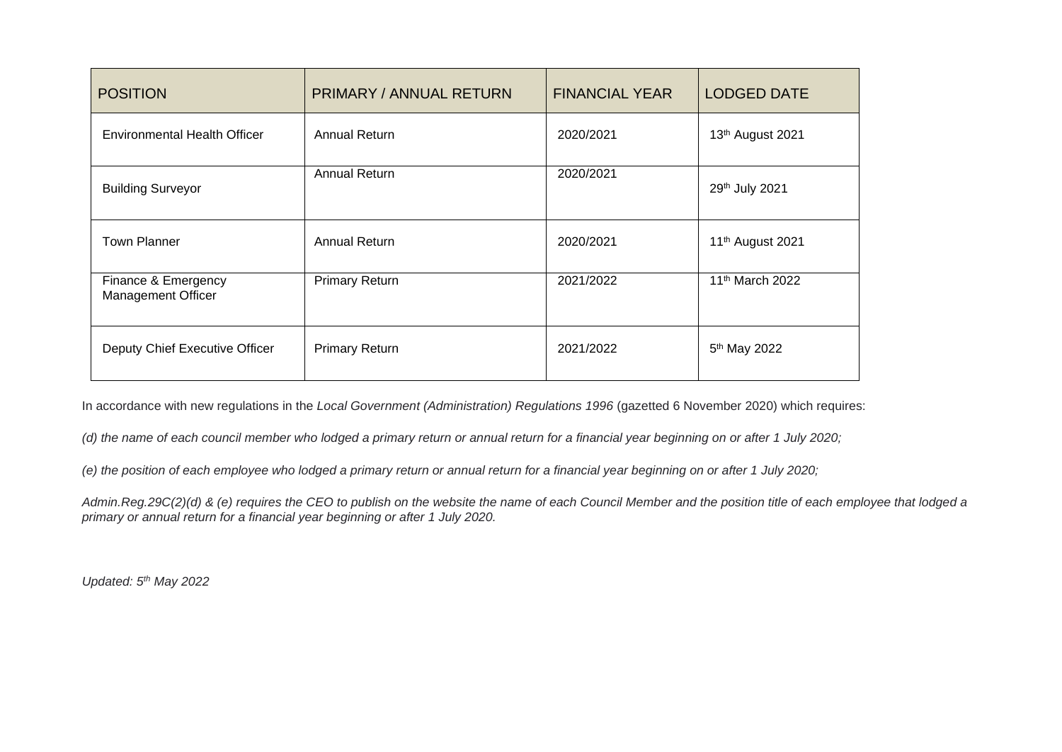| POSITION | PRIMARY / ANNUAL RETURN | FINANCIAL YEAR | LODGED DATE |
| --- | --- | --- | --- |
| Environmental Health Officer | Annual Return | 2020/2021 | 13th August 2021 |
| Building Surveyor | Annual Return | 2020/2021 | 29th July 2021 |
| Town Planner | Annual Return | 2020/2021 | 11th August 2021 |
| Finance & Emergency Management Officer | Primary Return | 2021/2022 | 11th March 2022 |
| Deputy Chief Executive Officer | Primary Return | 2021/2022 | 5th May 2022 |

In accordance with new regulations in the *Local Government (Administration) Regulations 1996* (gazetted 6 November 2020) which requires:

*(d) the name of each council member who lodged a primary return or annual return for a financial year beginning on or after 1 July 2020;*

*(e) the position of each employee who lodged a primary return or annual return for a financial year beginning on or after 1 July 2020;*

*Admin.Reg.29C(2)(d) & (e) requires the CEO to publish on the website the name of each Council Member and the position title of each employee that lodged a primary or annual return for a financial year beginning or after 1 July 2020.*

*Updated: 5th May 2022*